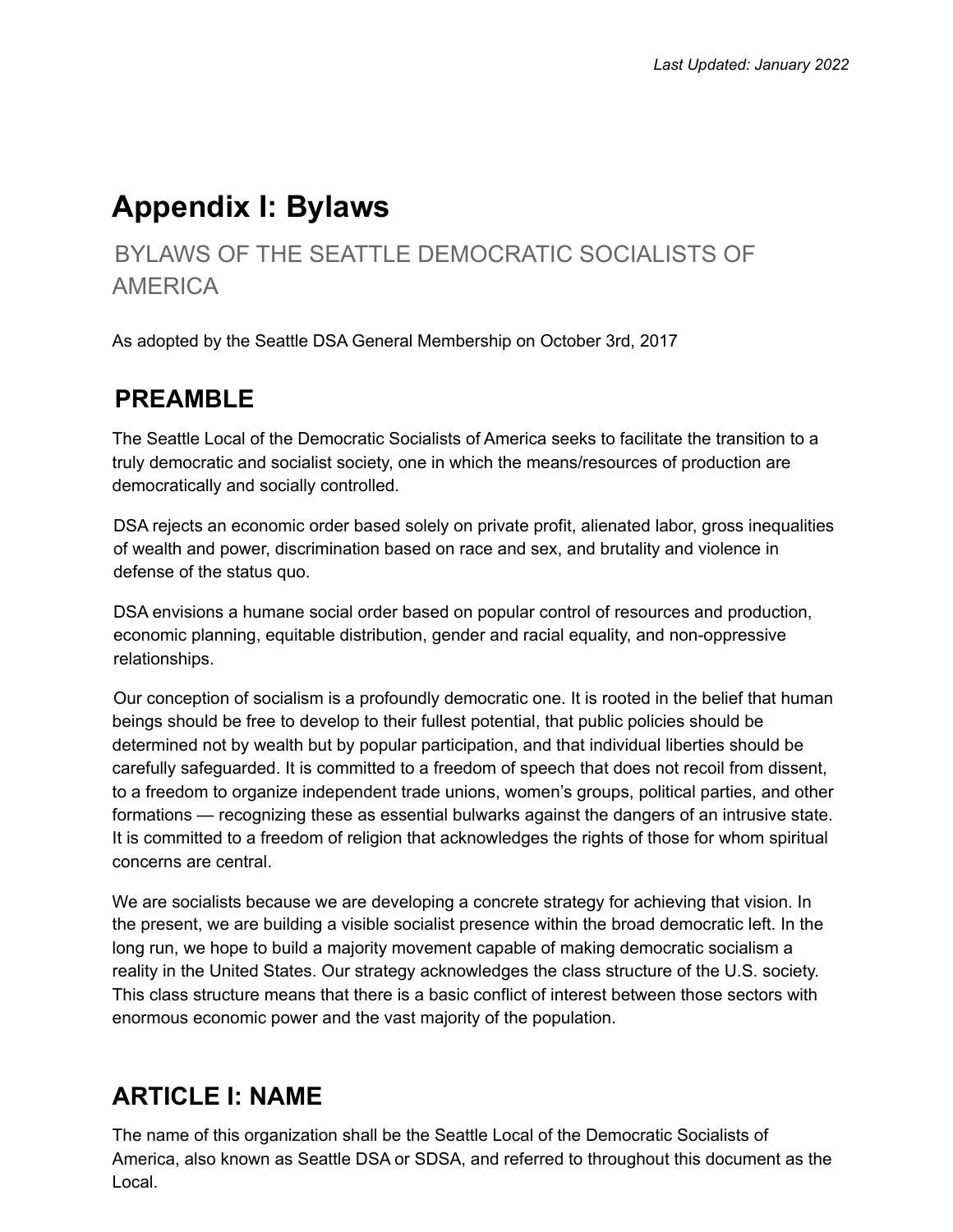*Last Updated: January 2022*

# Appendix I: Bylaws

## BYLAWS OF THE SEATTLE DEMOCRATIC SOCIALISTS OF AMERICA

As adopted by the Seattle DSA General Membership on October 3rd, 2017

## PREAMBLE

The Seattle Local of the Democratic Socialists of America seeks to facilitate the transition to a truly democratic and socialist society, one in which the means/resources of production are democratically and socially controlled.

DSA rejects an economic order based solely on private profit, alienated labor, gross inequalities of wealth and power, discrimination based on race and sex, and brutality and violence in defense of the status quo.

DSA envisions a humane social order based on popular control of resources and production, economic planning, equitable distribution, gender and racial equality, and non-oppressive relationships.

Our conception of socialism is a profoundly democratic one. It is rooted in the belief that human beings should be free to develop to their fullest potential, that public policies should be determined not by wealth but by popular participation, and that individual liberties should be carefully safeguarded. It is committed to a freedom of speech that does not recoil from dissent, to a freedom to organize independent trade unions, women's groups, political parties, and other formations — recognizing these as essential bulwarks against the dangers of an intrusive state. It is committed to a freedom of religion that acknowledges the rights of those for whom spiritual concerns are central.

We are socialists because we are developing a concrete strategy for achieving that vision. In the present, we are building a visible socialist presence within the broad democratic left. In the long run, we hope to build a majority movement capable of making democratic socialism a reality in the United States. Our strategy acknowledges the class structure of the U.S. society. This class structure means that there is a basic conflict of interest between those sectors with enormous economic power and the vast majority of the population.

## ARTICLE I: NAME

The name of this organization shall be the Seattle Local of the Democratic Socialists of America, also known as Seattle DSA or SDSA, and referred to throughout this document as the Local.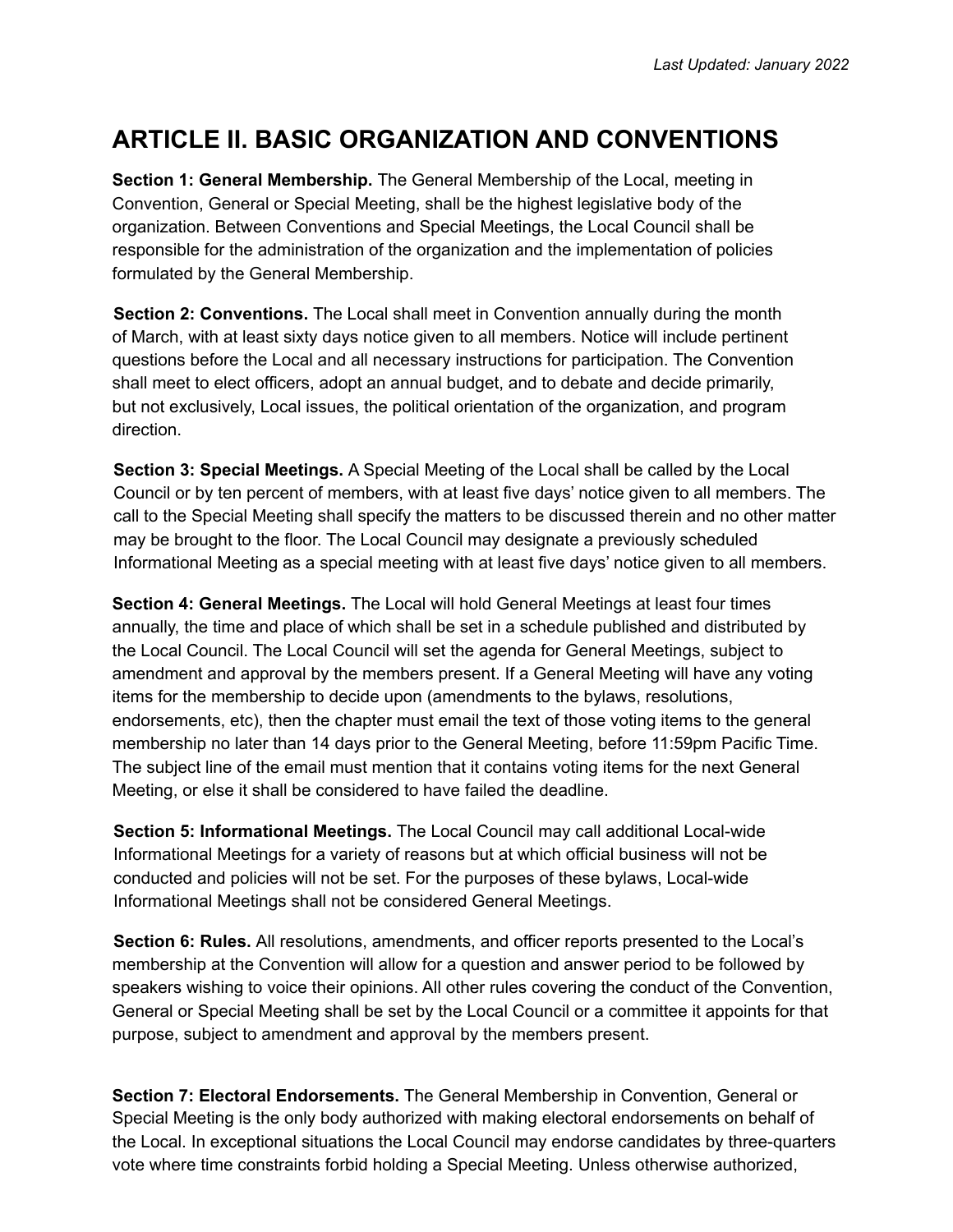# ARTICLE II. BASIC ORGANIZATION AND CONVENTIONS

**Section 1: General Membership.** The General Membership of the Local, meeting in Convention, General or Special Meeting, shall be the highest legislative body of the organization. Between Conventions and Special Meetings, the Local Council shall be responsible for the administration of the organization and the implementation of policies formulated by the General Membership.

**Section 2: Conventions.** The Local shall meet in Convention annually during the month of March, with at least sixty days notice given to all members. Notice will include pertinent questions before the Local and all necessary instructions for participation. The Convention shall meet to elect officers, adopt an annual budget, and to debate and decide primarily, but not exclusively, Local issues, the political orientation of the organization, and program direction.

**Section 3: Special Meetings.** A Special Meeting of the Local shall be called by the Local Council or by ten percent of members, with at least five days' notice given to all members. The call to the Special Meeting shall specify the matters to be discussed therein and no other matter may be brought to the floor. The Local Council may designate a previously scheduled Informational Meeting as a special meeting with at least five days' notice given to all members.

**Section 4: General Meetings.** The Local will hold General Meetings at least four times annually, the time and place of which shall be set in a schedule published and distributed by the Local Council. The Local Council will set the agenda for General Meetings, subject to amendment and approval by the members present. If a General Meeting will have any voting items for the membership to decide upon (amendments to the bylaws, resolutions, endorsements, etc), then the chapter must email the text of those voting items to the general membership no later than 14 days prior to the General Meeting, before 11:59pm Pacific Time. The subject line of the email must mention that it contains voting items for the next General Meeting, or else it shall be considered to have failed the deadline.

**Section 5: Informational Meetings.** The Local Council may call additional Local-wide Informational Meetings for a variety of reasons but at which official business will not be conducted and policies will not be set. For the purposes of these bylaws, Local-wide Informational Meetings shall not be considered General Meetings.

**Section 6: Rules.** All resolutions, amendments, and officer reports presented to the Local's membership at the Convention will allow for a question and answer period to be followed by speakers wishing to voice their opinions. All other rules covering the conduct of the Convention, General or Special Meeting shall be set by the Local Council or a committee it appoints for that purpose, subject to amendment and approval by the members present.

**Section 7: Electoral Endorsements.** The General Membership in Convention, General or Special Meeting is the only body authorized with making electoral endorsements on behalf of the Local. In exceptional situations the Local Council may endorse candidates by three-quarters vote where time constraints forbid holding a Special Meeting. Unless otherwise authorized,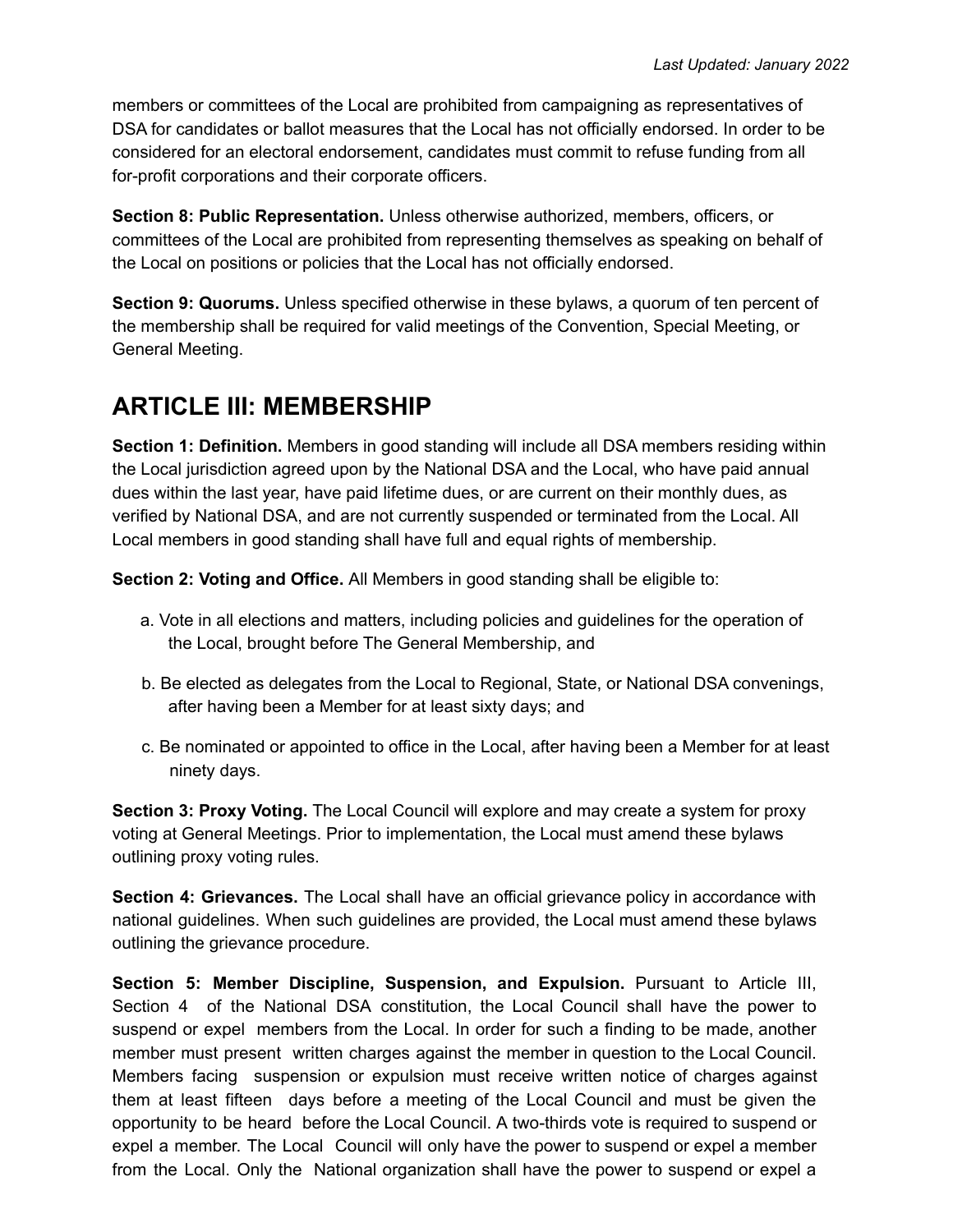members or committees of the Local are prohibited from campaigning as representatives of DSA for candidates or ballot measures that the Local has not officially endorsed. In order to be considered for an electoral endorsement, candidates must commit to refuse funding from all for-profit corporations and their corporate officers.

**Section 8: Public Representation.** Unless otherwise authorized, members, officers, or committees of the Local are prohibited from representing themselves as speaking on behalf of the Local on positions or policies that the Local has not officially endorsed.

**Section 9: Quorums.** Unless specified otherwise in these bylaws, a quorum of ten percent of the membership shall be required for valid meetings of the Convention, Special Meeting, or General Meeting.

## ARTICLE III: MEMBERSHIP

**Section 1: Definition.** Members in good standing will include all DSA members residing within the Local jurisdiction agreed upon by the National DSA and the Local, who have paid annual dues within the last year, have paid lifetime dues, or are current on their monthly dues, as verified by National DSA, and are not currently suspended or terminated from the Local. All Local members in good standing shall have full and equal rights of membership.

**Section 2: Voting and Office.** All Members in good standing shall be eligible to:

a. Vote in all elections and matters, including policies and guidelines for the operation of the Local, brought before The General Membership, and

b. Be elected as delegates from the Local to Regional, State, or National DSA convenings, after having been a Member for at least sixty days; and

c. Be nominated or appointed to office in the Local, after having been a Member for at least ninety days.

**Section 3: Proxy Voting.** The Local Council will explore and may create a system for proxy voting at General Meetings. Prior to implementation, the Local must amend these bylaws outlining proxy voting rules.

**Section 4: Grievances.** The Local shall have an official grievance policy in accordance with national guidelines. When such guidelines are provided, the Local must amend these bylaws outlining the grievance procedure.

**Section 5: Member Discipline, Suspension, and Expulsion.** Pursuant to Article III, Section 4 of the National DSA constitution, the Local Council shall have the power to suspend or expel members from the Local. In order for such a finding to be made, another member must present written charges against the member in question to the Local Council. Members facing suspension or expulsion must receive written notice of charges against them at least fifteen days before a meeting of the Local Council and must be given the opportunity to be heard before the Local Council. A two-thirds vote is required to suspend or expel a member. The Local Council will only have the power to suspend or expel a member from the Local. Only the National organization shall have the power to suspend or expel a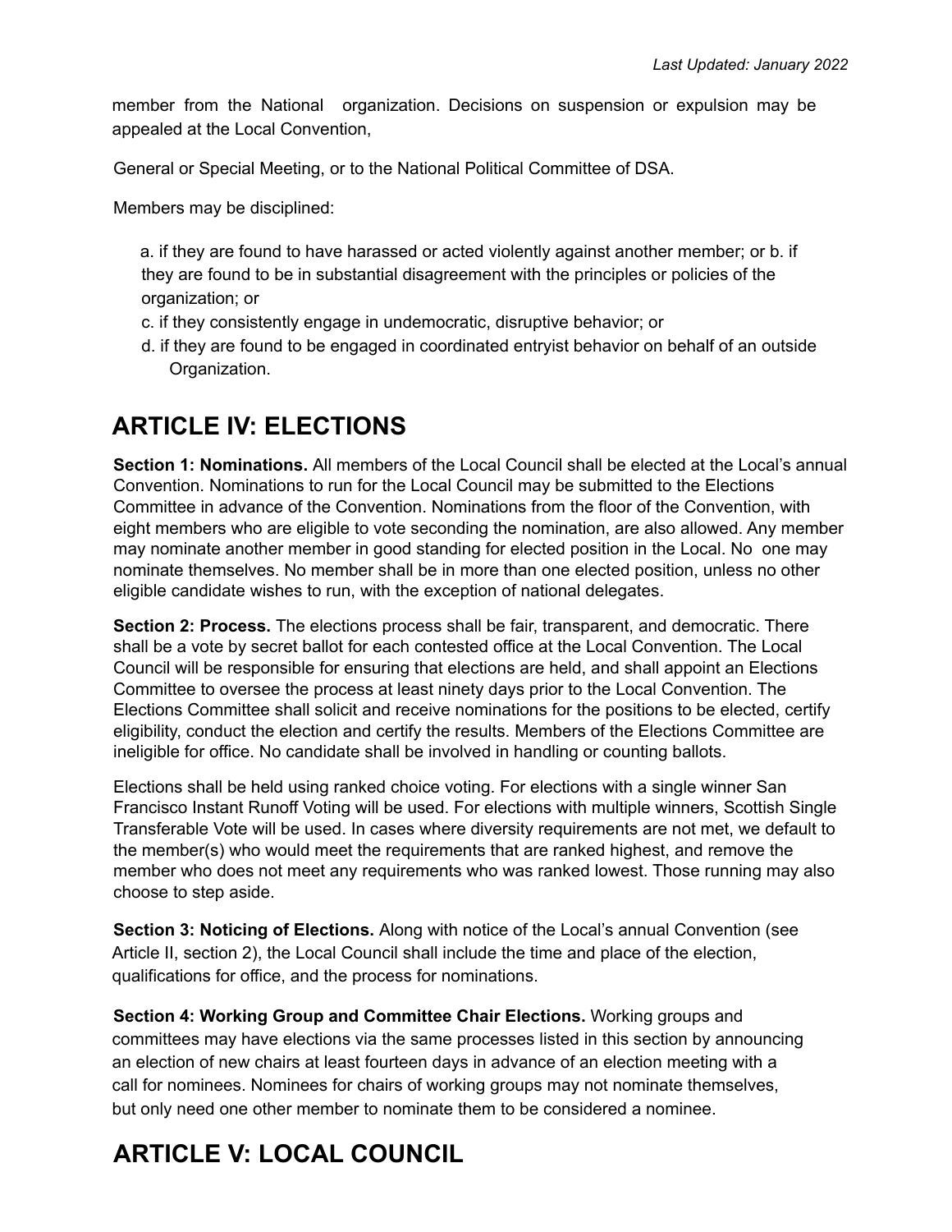member from the National organization. Decisions on suspension or expulsion may be appealed at the Local Convention,

General or Special Meeting, or to the National Political Committee of DSA.

Members may be disciplined:

a. if they are found to have harassed or acted violently against another member; or b. if they are found to be in substantial disagreement with the principles or policies of the organization; or
c. if they consistently engage in undemocratic, disruptive behavior; or
d. if they are found to be engaged in coordinated entryist behavior on behalf of an outside Organization.

# ARTICLE IV: ELECTIONS

**Section 1: Nominations.** All members of the Local Council shall be elected at the Local's annual Convention. Nominations to run for the Local Council may be submitted to the Elections Committee in advance of the Convention. Nominations from the floor of the Convention, with eight members who are eligible to vote seconding the nomination, are also allowed. Any member may nominate another member in good standing for elected position in the Local. No one may nominate themselves. No member shall be in more than one elected position, unless no other eligible candidate wishes to run, with the exception of national delegates.

**Section 2: Process.** The elections process shall be fair, transparent, and democratic. There shall be a vote by secret ballot for each contested office at the Local Convention. The Local Council will be responsible for ensuring that elections are held, and shall appoint an Elections Committee to oversee the process at least ninety days prior to the Local Convention. The Elections Committee shall solicit and receive nominations for the positions to be elected, certify eligibility, conduct the election and certify the results. Members of the Elections Committee are ineligible for office. No candidate shall be involved in handling or counting ballots.

Elections shall be held using ranked choice voting. For elections with a single winner San Francisco Instant Runoff Voting will be used. For elections with multiple winners, Scottish Single Transferable Vote will be used. In cases where diversity requirements are not met, we default to the member(s) who would meet the requirements that are ranked highest, and remove the member who does not meet any requirements who was ranked lowest. Those running may also choose to step aside.

**Section 3: Noticing of Elections.** Along with notice of the Local's annual Convention (see Article II, section 2), the Local Council shall include the time and place of the election, qualifications for office, and the process for nominations.

**Section 4: Working Group and Committee Chair Elections.** Working groups and committees may have elections via the same processes listed in this section by announcing an election of new chairs at least fourteen days in advance of an election meeting with a call for nominees. Nominees for chairs of working groups may not nominate themselves, but only need one other member to nominate them to be considered a nominee.

# ARTICLE V: LOCAL COUNCIL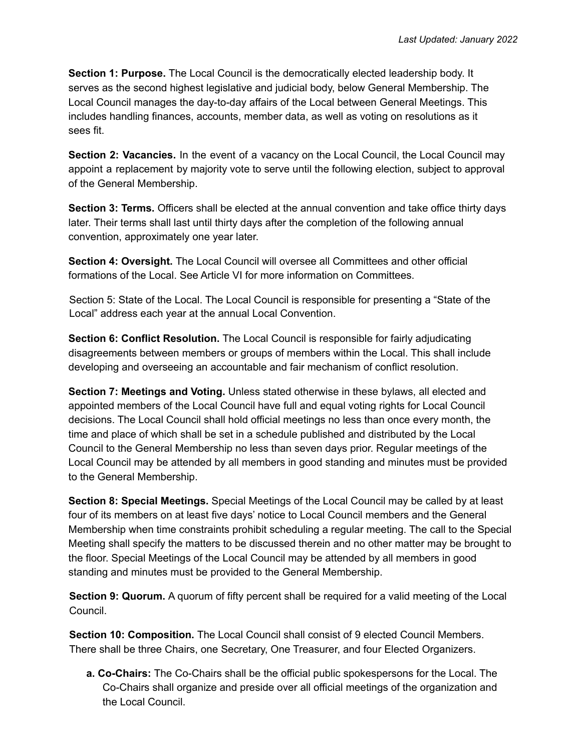**Section 1: Purpose.** The Local Council is the democratically elected leadership body. It serves as the second highest legislative and judicial body, below General Membership. The Local Council manages the day-to-day affairs of the Local between General Meetings. This includes handling finances, accounts, member data, as well as voting on resolutions as it sees fit.

**Section 2: Vacancies.** In the event of a vacancy on the Local Council, the Local Council may appoint a replacement by majority vote to serve until the following election, subject to approval of the General Membership.

**Section 3: Terms.** Officers shall be elected at the annual convention and take office thirty days later. Their terms shall last until thirty days after the completion of the following annual convention, approximately one year later.

**Section 4: Oversight.** The Local Council will oversee all Committees and other official formations of the Local. See Article VI for more information on Committees.

Section 5: State of the Local. The Local Council is responsible for presenting a "State of the Local" address each year at the annual Local Convention.

**Section 6: Conflict Resolution.** The Local Council is responsible for fairly adjudicating disagreements between members or groups of members within the Local. This shall include developing and overseeing an accountable and fair mechanism of conflict resolution.

**Section 7: Meetings and Voting.** Unless stated otherwise in these bylaws, all elected and appointed members of the Local Council have full and equal voting rights for Local Council decisions. The Local Council shall hold official meetings no less than once every month, the time and place of which shall be set in a schedule published and distributed by the Local Council to the General Membership no less than seven days prior. Regular meetings of the Local Council may be attended by all members in good standing and minutes must be provided to the General Membership.

**Section 8: Special Meetings.** Special Meetings of the Local Council may be called by at least four of its members on at least five days' notice to Local Council members and the General Membership when time constraints prohibit scheduling a regular meeting. The call to the Special Meeting shall specify the matters to be discussed therein and no other matter may be brought to the floor. Special Meetings of the Local Council may be attended by all members in good standing and minutes must be provided to the General Membership.

**Section 9: Quorum.** A quorum of fifty percent shall be required for a valid meeting of the Local Council.

**Section 10: Composition.** The Local Council shall consist of 9 elected Council Members. There shall be three Chairs, one Secretary, One Treasurer, and four Elected Organizers.

- **a. Co-Chairs:** The Co-Chairs shall be the official public spokespersons for the Local. The Co-Chairs shall organize and preside over all official meetings of the organization and the Local Council.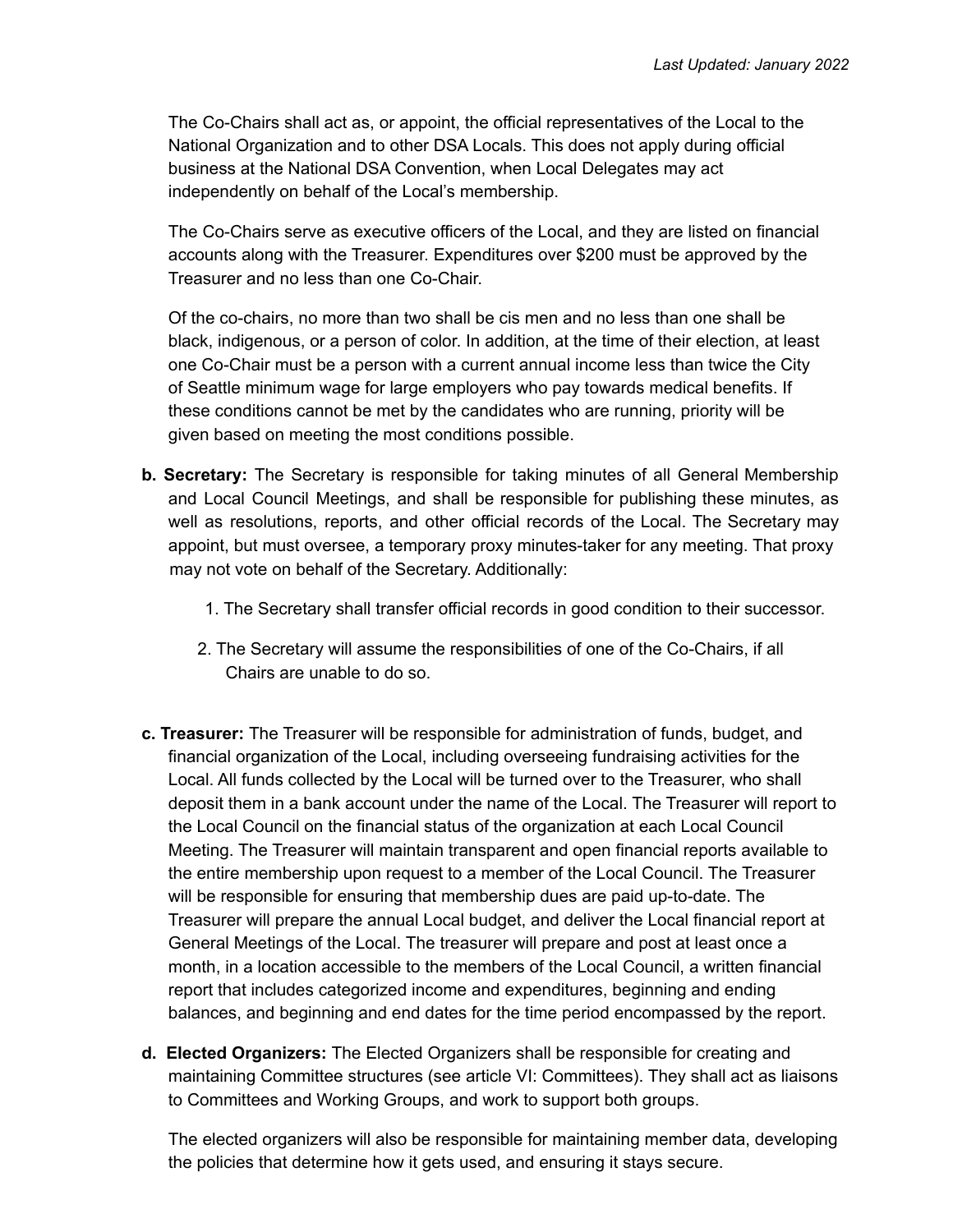The Co-Chairs shall act as, or appoint, the official representatives of the Local to the National Organization and to other DSA Locals. This does not apply during official business at the National DSA Convention, when Local Delegates may act independently on behalf of the Local's membership.

The Co-Chairs serve as executive officers of the Local, and they are listed on financial accounts along with the Treasurer. Expenditures over $200 must be approved by the Treasurer and no less than one Co-Chair.

Of the co-chairs, no more than two shall be cis men and no less than one shall be black, indigenous, or a person of color. In addition, at the time of their election, at least one Co-Chair must be a person with a current annual income less than twice the City of Seattle minimum wage for large employers who pay towards medical benefits. If these conditions cannot be met by the candidates who are running, priority will be given based on meeting the most conditions possible.

**b. Secretary:** The Secretary is responsible for taking minutes of all General Membership and Local Council Meetings, and shall be responsible for publishing these minutes, as well as resolutions, reports, and other official records of the Local. The Secretary may appoint, but must oversee, a temporary proxy minutes-taker for any meeting. That proxy may not vote on behalf of the Secretary. Additionally:

1. The Secretary shall transfer official records in good condition to their successor.
2. The Secretary will assume the responsibilities of one of the Co-Chairs, if all Chairs are unable to do so.

**c. Treasurer:** The Treasurer will be responsible for administration of funds, budget, and financial organization of the Local, including overseeing fundraising activities for the Local. All funds collected by the Local will be turned over to the Treasurer, who shall deposit them in a bank account under the name of the Local. The Treasurer will report to the Local Council on the financial status of the organization at each Local Council Meeting. The Treasurer will maintain transparent and open financial reports available to the entire membership upon request to a member of the Local Council. The Treasurer will be responsible for ensuring that membership dues are paid up-to-date. The Treasurer will prepare the annual Local budget, and deliver the Local financial report at General Meetings of the Local. The treasurer will prepare and post at least once a month, in a location accessible to the members of the Local Council, a written financial report that includes categorized income and expenditures, beginning and ending balances, and beginning and end dates for the time period encompassed by the report.

**d. Elected Organizers:** The Elected Organizers shall be responsible for creating and maintaining Committee structures (see article VI: Committees). They shall act as liaisons to Committees and Working Groups, and work to support both groups.

The elected organizers will also be responsible for maintaining member data, developing the policies that determine how it gets used, and ensuring it stays secure.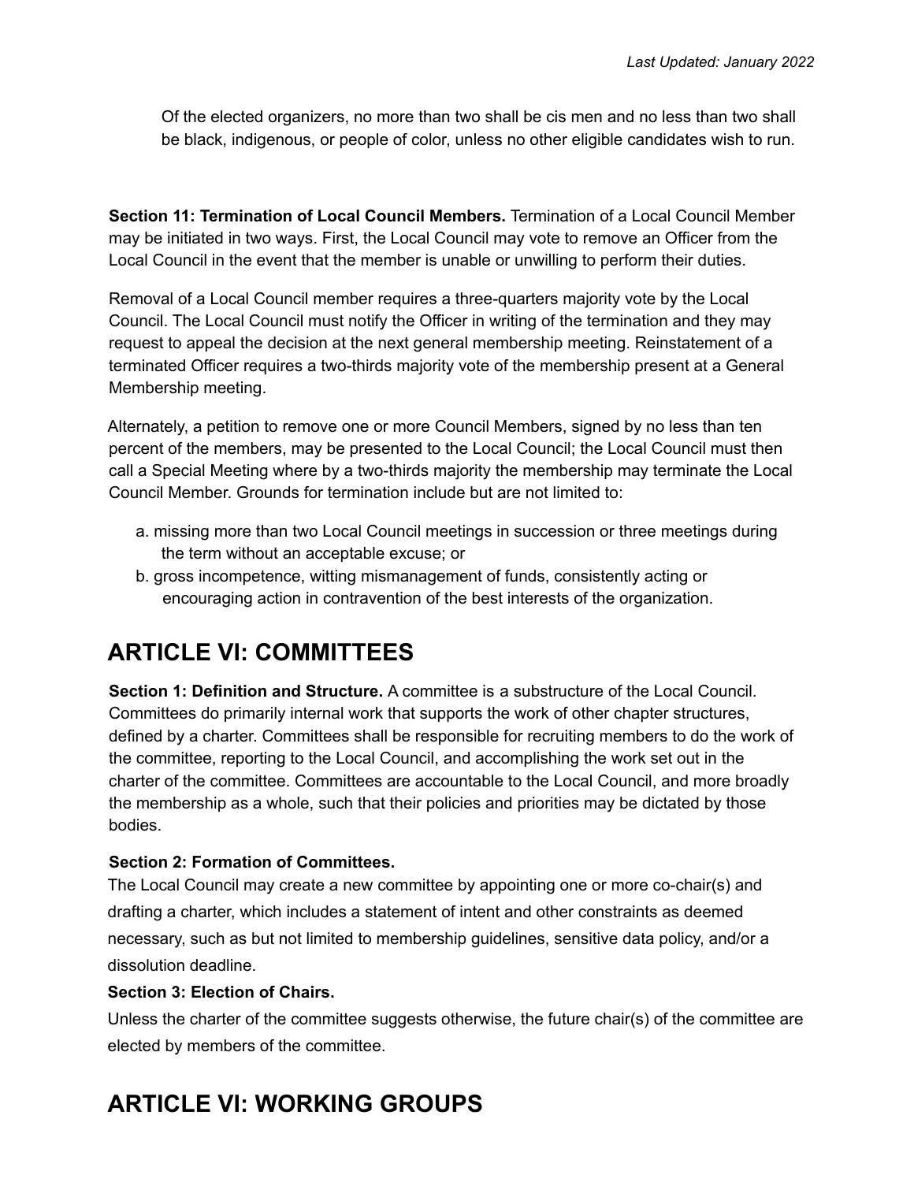Of the elected organizers, no more than two shall be cis men and no less than two shall be black, indigenous, or people of color, unless no other eligible candidates wish to run.

**Section 11: Termination of Local Council Members.** Termination of a Local Council Member may be initiated in two ways. First, the Local Council may vote to remove an Officer from the Local Council in the event that the member is unable or unwilling to perform their duties.

Removal of a Local Council member requires a three-quarters majority vote by the Local Council. The Local Council must notify the Officer in writing of the termination and they may request to appeal the decision at the next general membership meeting. Reinstatement of a terminated Officer requires a two-thirds majority vote of the membership present at a General Membership meeting.

Alternately, a petition to remove one or more Council Members, signed by no less than ten percent of the members, may be presented to the Local Council; the Local Council must then call a Special Meeting where by a two-thirds majority the membership may terminate the Local Council Member. Grounds for termination include but are not limited to:

a. missing more than two Local Council meetings in succession or three meetings during the term without an acceptable excuse; or
b. gross incompetence, witting mismanagement of funds, consistently acting or encouraging action in contravention of the best interests of the organization.

## ARTICLE VI: COMMITTEES

**Section 1: Definition and Structure.** A committee is a substructure of the Local Council. Committees do primarily internal work that supports the work of other chapter structures, defined by a charter. Committees shall be responsible for recruiting members to do the work of the committee, reporting to the Local Council, and accomplishing the work set out in the charter of the committee. Committees are accountable to the Local Council, and more broadly the membership as a whole, such that their policies and priorities may be dictated by those bodies.

**Section 2: Formation of Committees.**
The Local Council may create a new committee by appointing one or more co-chair(s) and drafting a charter, which includes a statement of intent and other constraints as deemed necessary, such as but not limited to membership guidelines, sensitive data policy, and/or a dissolution deadline.

**Section 3: Election of Chairs.**
Unless the charter of the committee suggests otherwise, the future chair(s) of the committee are elected by members of the committee.

## ARTICLE VI: WORKING GROUPS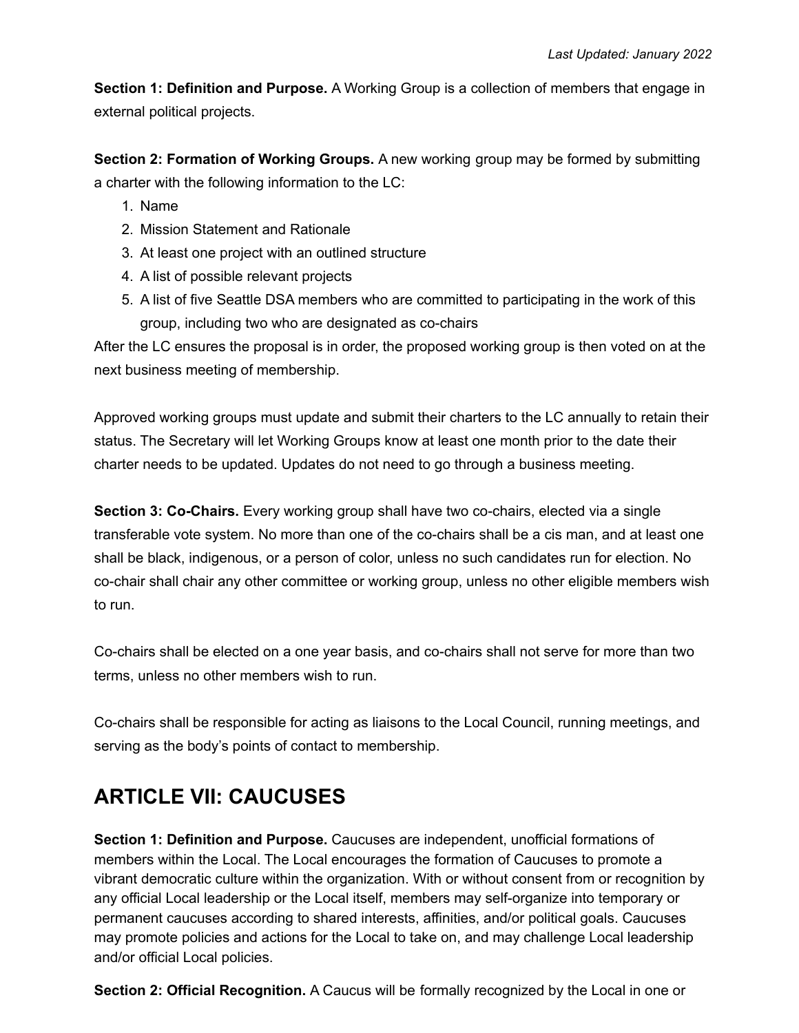**Section 1: Definition and Purpose.** A Working Group is a collection of members that engage in external political projects.

**Section 2: Formation of Working Groups.** A new working group may be formed by submitting a charter with the following information to the LC:

1. Name
2. Mission Statement and Rationale
3. At least one project with an outlined structure
4. A list of possible relevant projects
5. A list of five Seattle DSA members who are committed to participating in the work of this group, including two who are designated as co-chairs

After the LC ensures the proposal is in order, the proposed working group is then voted on at the next business meeting of membership.

Approved working groups must update and submit their charters to the LC annually to retain their status. The Secretary will let Working Groups know at least one month prior to the date their charter needs to be updated. Updates do not need to go through a business meeting.

**Section 3: Co-Chairs.** Every working group shall have two co-chairs, elected via a single transferable vote system. No more than one of the co-chairs shall be a cis man, and at least one shall be black, indigenous, or a person of color, unless no such candidates run for election. No co-chair shall chair any other committee or working group, unless no other eligible members wish to run.

Co-chairs shall be elected on a one year basis, and co-chairs shall not serve for more than two terms, unless no other members wish to run.

Co-chairs shall be responsible for acting as liaisons to the Local Council, running meetings, and serving as the body's points of contact to membership.

## ARTICLE VII: CAUCUSES

**Section 1: Definition and Purpose.** Caucuses are independent, unofficial formations of members within the Local. The Local encourages the formation of Caucuses to promote a vibrant democratic culture within the organization. With or without consent from or recognition by any official Local leadership or the Local itself, members may self-organize into temporary or permanent caucuses according to shared interests, affinities, and/or political goals. Caucuses may promote policies and actions for the Local to take on, and may challenge Local leadership and/or official Local policies.

**Section 2: Official Recognition.** A Caucus will be formally recognized by the Local in one or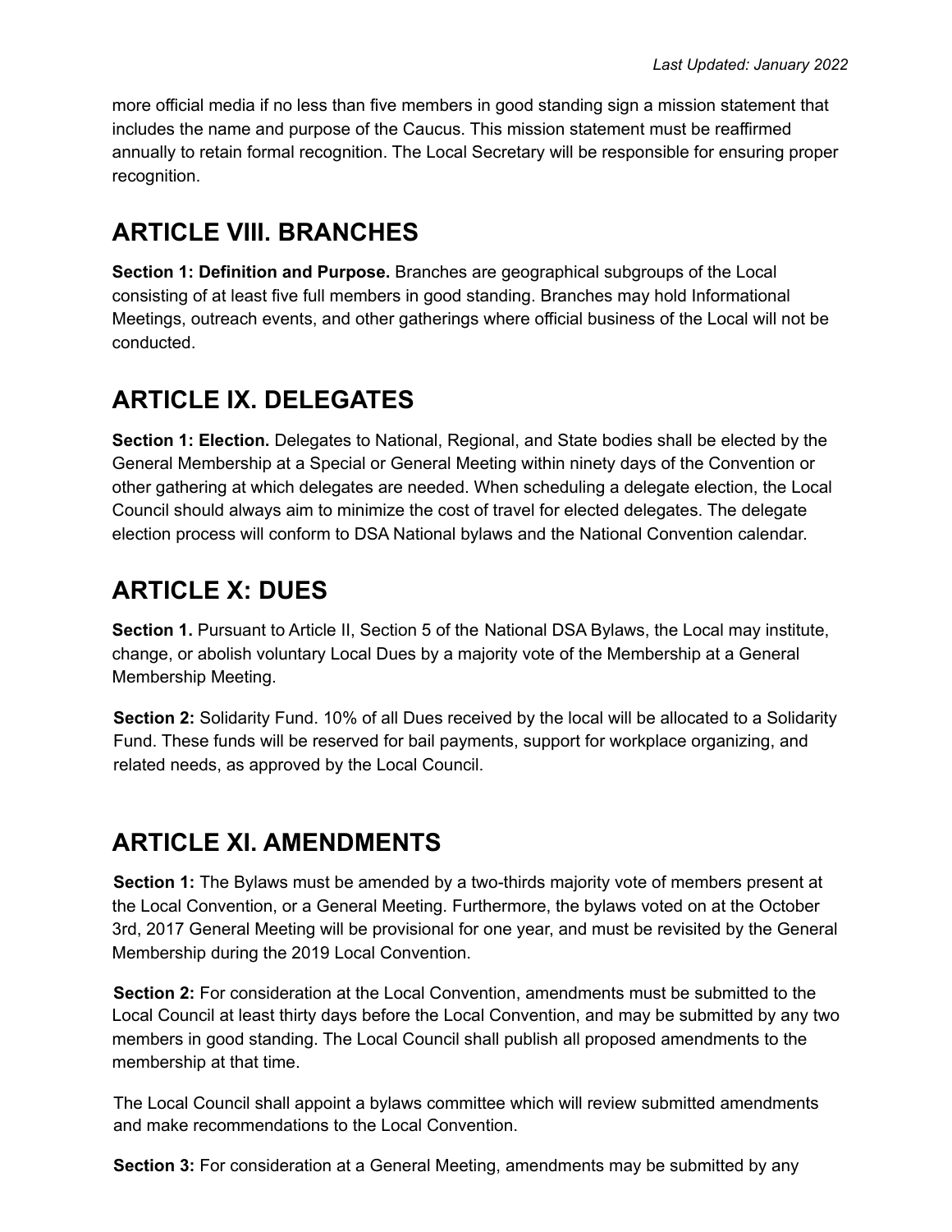more official media if no less than five members in good standing sign a mission statement that includes the name and purpose of the Caucus. This mission statement must be reaffirmed annually to retain formal recognition. The Local Secretary will be responsible for ensuring proper recognition.

## ARTICLE VIII. BRANCHES

**Section 1: Definition and Purpose.** Branches are geographical subgroups of the Local consisting of at least five full members in good standing. Branches may hold Informational Meetings, outreach events, and other gatherings where official business of the Local will not be conducted.

## ARTICLE IX. DELEGATES

**Section 1: Election.** Delegates to National, Regional, and State bodies shall be elected by the General Membership at a Special or General Meeting within ninety days of the Convention or other gathering at which delegates are needed. When scheduling a delegate election, the Local Council should always aim to minimize the cost of travel for elected delegates. The delegate election process will conform to DSA National bylaws and the National Convention calendar.

## ARTICLE X: DUES

**Section 1.** Pursuant to Article II, Section 5 of the National DSA Bylaws, the Local may institute, change, or abolish voluntary Local Dues by a majority vote of the Membership at a General Membership Meeting.

**Section 2:** Solidarity Fund. 10% of all Dues received by the local will be allocated to a Solidarity Fund. These funds will be reserved for bail payments, support for workplace organizing, and related needs, as approved by the Local Council.

## ARTICLE XI. AMENDMENTS

**Section 1:** The Bylaws must be amended by a two-thirds majority vote of members present at the Local Convention, or a General Meeting. Furthermore, the bylaws voted on at the October 3rd, 2017 General Meeting will be provisional for one year, and must be revisited by the General Membership during the 2019 Local Convention.

**Section 2:** For consideration at the Local Convention, amendments must be submitted to the Local Council at least thirty days before the Local Convention, and may be submitted by any two members in good standing. The Local Council shall publish all proposed amendments to the membership at that time.

The Local Council shall appoint a bylaws committee which will review submitted amendments and make recommendations to the Local Convention.

**Section 3:** For consideration at a General Meeting, amendments may be submitted by any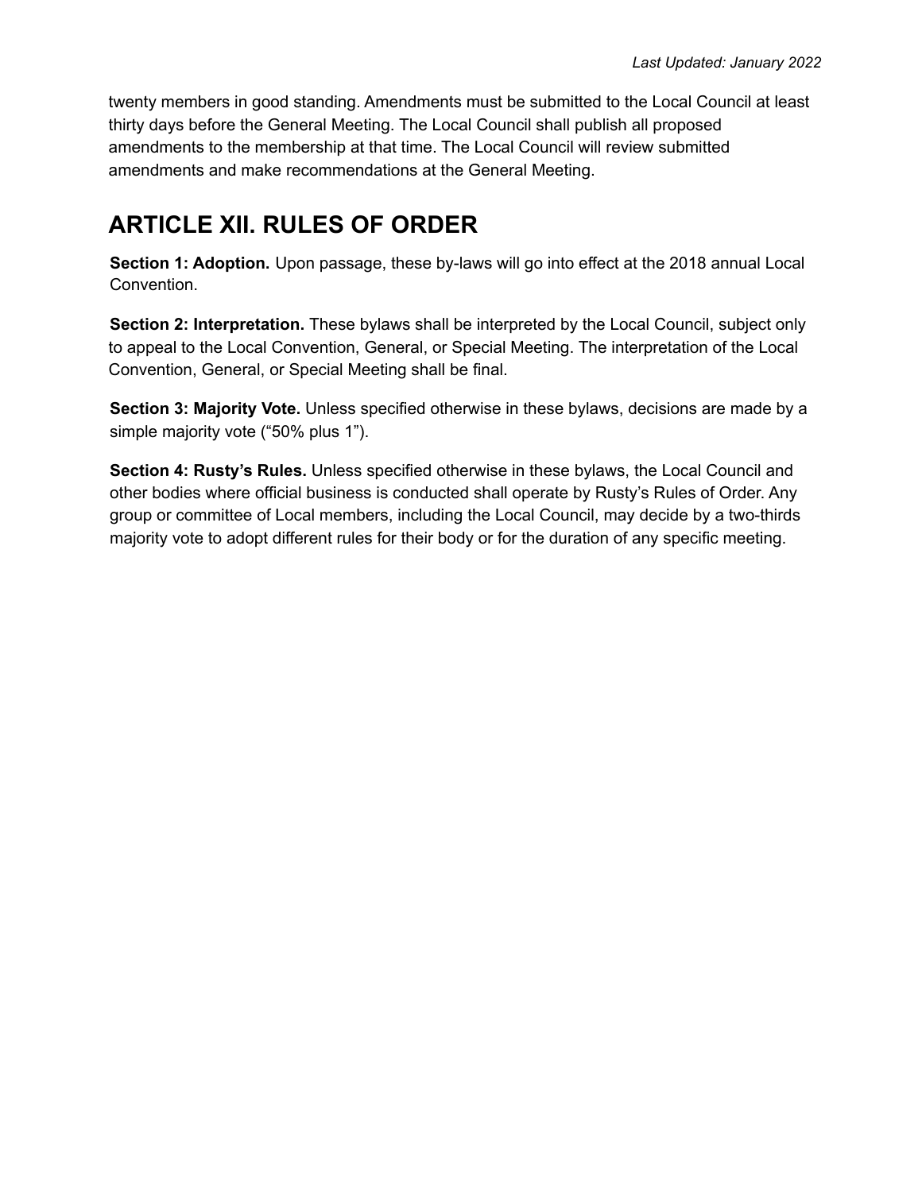twenty members in good standing. Amendments must be submitted to the Local Council at least thirty days before the General Meeting. The Local Council shall publish all proposed amendments to the membership at that time. The Local Council will review submitted amendments and make recommendations at the General Meeting.

## ARTICLE XII. RULES OF ORDER

**Section 1: Adoption.** Upon passage, these by-laws will go into effect at the 2018 annual Local Convention.

**Section 2: Interpretation.** These bylaws shall be interpreted by the Local Council, subject only to appeal to the Local Convention, General, or Special Meeting. The interpretation of the Local Convention, General, or Special Meeting shall be final.

**Section 3: Majority Vote.** Unless specified otherwise in these bylaws, decisions are made by a simple majority vote ("50% plus 1").

**Section 4: Rusty's Rules.** Unless specified otherwise in these bylaws, the Local Council and other bodies where official business is conducted shall operate by Rusty's Rules of Order. Any group or committee of Local members, including the Local Council, may decide by a two-thirds majority vote to adopt different rules for their body or for the duration of any specific meeting.